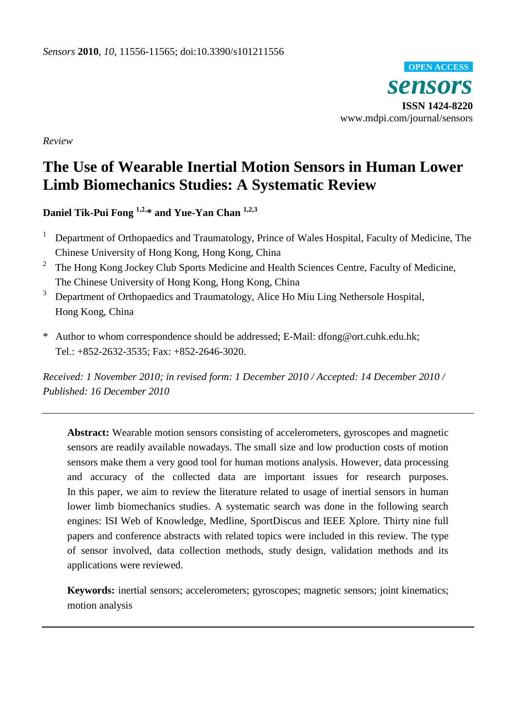Sensors **2010**, *10*, 11556-11565; doi:10.3390/s101211556

**OPEN ACCESS**

***sensors***

**ISSN 1424-8220**

www.mdpi.com/journal/sensors

*Review*

# The Use of Wearable Inertial Motion Sensors in Human Lower Limb Biomechanics Studies: A Systematic Review

**Daniel Tik-Pui Fong [1,2,*] and Yue-Yan Chan [1,2,3]**

[1] Department of Orthopaedics and Traumatology, Prince of Wales Hospital, Faculty of Medicine, The Chinese University of Hong Kong, Hong Kong, China

[2] The Hong Kong Jockey Club Sports Medicine and Health Sciences Centre, Faculty of Medicine, The Chinese University of Hong Kong, Hong Kong, China

[3] Department of Orthopaedics and Traumatology, Alice Ho Miu Ling Nethersole Hospital, Hong Kong, China

\* Author to whom correspondence should be addressed; E-Mail: dfong@ort.cuhk.edu.hk; Tel.: +852-2632-3535; Fax: +852-2646-3020.

*Received: 1 November 2010; in revised form: 1 December 2010 / Accepted: 14 December 2010 / Published: 16 December 2010*

---

**Abstract:** Wearable motion sensors consisting of accelerometers, gyroscopes and magnetic sensors are readily available nowadays. The small size and low production costs of motion sensors make them a very good tool for human motions analysis. However, data processing and accuracy of the collected data are important issues for research purposes. In this paper, we aim to review the literature related to usage of inertial sensors in human lower limb biomechanics studies. A systematic search was done in the following search engines: ISI Web of Knowledge, Medline, SportDiscus and IEEE Xplore. Thirty nine full papers and conference abstracts with related topics were included in this review. The type of sensor involved, data collection methods, study design, validation methods and its applications were reviewed.

**Keywords:** inertial sensors; accelerometers; gyroscopes; magnetic sensors; joint kinematics; motion analysis

---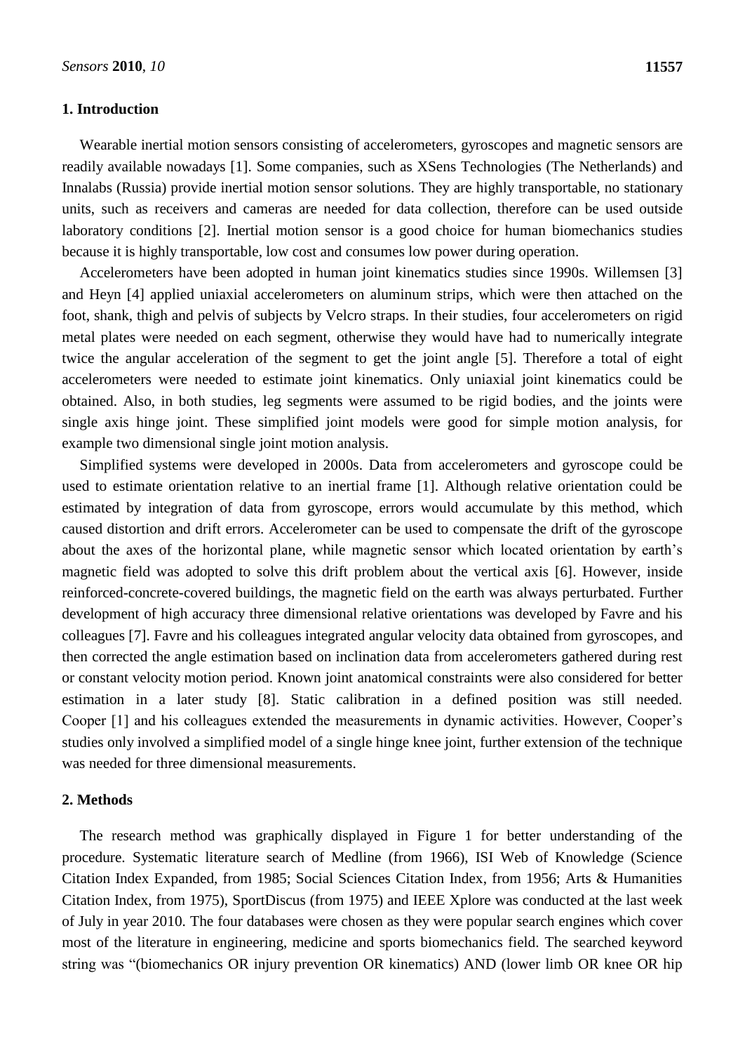## 1. Introduction

Wearable inertial motion sensors consisting of accelerometers, gyroscopes and magnetic sensors are readily available nowadays [1]. Some companies, such as XSens Technologies (The Netherlands) and Innalabs (Russia) provide inertial motion sensor solutions. They are highly transportable, no stationary units, such as receivers and cameras are needed for data collection, therefore can be used outside laboratory conditions [2]. Inertial motion sensor is a good choice for human biomechanics studies because it is highly transportable, low cost and consumes low power during operation.

Accelerometers have been adopted in human joint kinematics studies since 1990s. Willemsen [3] and Heyn [4] applied uniaxial accelerometers on aluminum strips, which were then attached on the foot, shank, thigh and pelvis of subjects by Velcro straps. In their studies, four accelerometers on rigid metal plates were needed on each segment, otherwise they would have had to numerically integrate twice the angular acceleration of the segment to get the joint angle [5]. Therefore a total of eight accelerometers were needed to estimate joint kinematics. Only uniaxial joint kinematics could be obtained. Also, in both studies, leg segments were assumed to be rigid bodies, and the joints were single axis hinge joint. These simplified joint models were good for simple motion analysis, for example two dimensional single joint motion analysis.

Simplified systems were developed in 2000s. Data from accelerometers and gyroscope could be used to estimate orientation relative to an inertial frame [1]. Although relative orientation could be estimated by integration of data from gyroscope, errors would accumulate by this method, which caused distortion and drift errors. Accelerometer can be used to compensate the drift of the gyroscope about the axes of the horizontal plane, while magnetic sensor which located orientation by earth's magnetic field was adopted to solve this drift problem about the vertical axis [6]. However, inside reinforced-concrete-covered buildings, the magnetic field on the earth was always perturbated. Further development of high accuracy three dimensional relative orientations was developed by Favre and his colleagues [7]. Favre and his colleagues integrated angular velocity data obtained from gyroscopes, and then corrected the angle estimation based on inclination data from accelerometers gathered during rest or constant velocity motion period. Known joint anatomical constraints were also considered for better estimation in a later study [8]. Static calibration in a defined position was still needed. Cooper [1] and his colleagues extended the measurements in dynamic activities. However, Cooper's studies only involved a simplified model of a single hinge knee joint, further extension of the technique was needed for three dimensional measurements.

## 2. Methods

The research method was graphically displayed in Figure 1 for better understanding of the procedure. Systematic literature search of Medline (from 1966), ISI Web of Knowledge (Science Citation Index Expanded, from 1985; Social Sciences Citation Index, from 1956; Arts & Humanities Citation Index, from 1975), SportDiscus (from 1975) and IEEE Xplore was conducted at the last week of July in year 2010. The four databases were chosen as they were popular search engines which cover most of the literature in engineering, medicine and sports biomechanics field. The searched keyword string was "(biomechanics OR injury prevention OR kinematics) AND (lower limb OR knee OR hip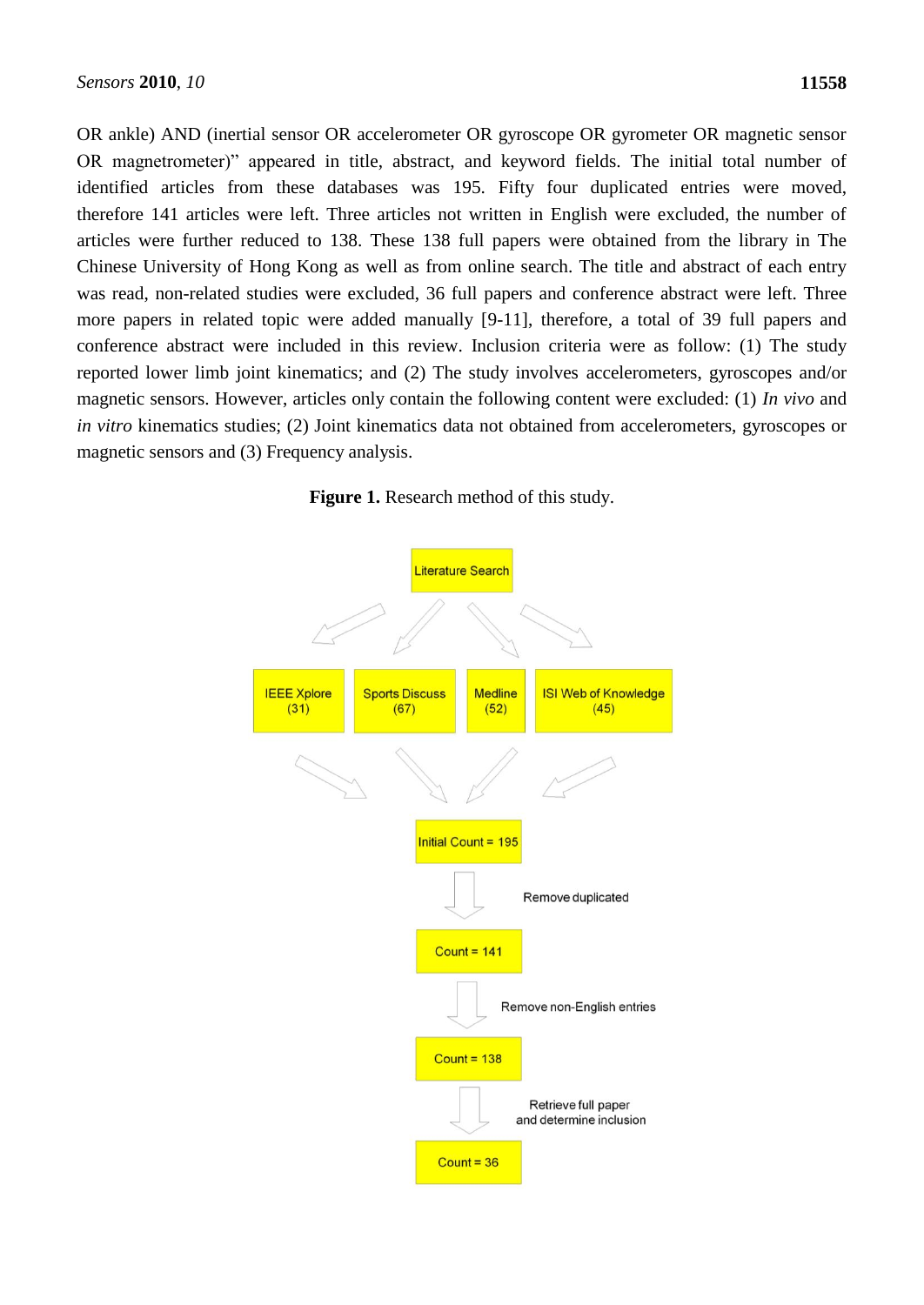OR ankle) AND (inertial sensor OR accelerometer OR gyroscope OR gyrometer OR magnetic sensor OR magnetrometer)" appeared in title, abstract, and keyword fields. The initial total number of identified articles from these databases was 195. Fifty four duplicated entries were moved, therefore 141 articles were left. Three articles not written in English were excluded, the number of articles were further reduced to 138. These 138 full papers were obtained from the library in The Chinese University of Hong Kong as well as from online search. The title and abstract of each entry was read, non-related studies were excluded, 36 full papers and conference abstract were left. Three more papers in related topic were added manually [9-11], therefore, a total of 39 full papers and conference abstract were included in this review. Inclusion criteria were as follow: (1) The study reported lower limb joint kinematics; and (2) The study involves accelerometers, gyroscopes and/or magnetic sensors. However, articles only contain the following content were excluded: (1) *In vivo* and *in vitro* kinematics studies; (2) Joint kinematics data not obtained from accelerometers, gyroscopes or magnetic sensors and (3) Frequency analysis.

**Figure 1.** Research method of this study.

Literature Search

IEEE Xplore (31) | Sports Discuss (67) | Medline (52) | ISI Web of Knowledge (45)

Initial Count = 195

Remove duplicated

Count = 141

Remove non-English entries

Count = 138

Retrieve full paper and determine inclusion

Count = 36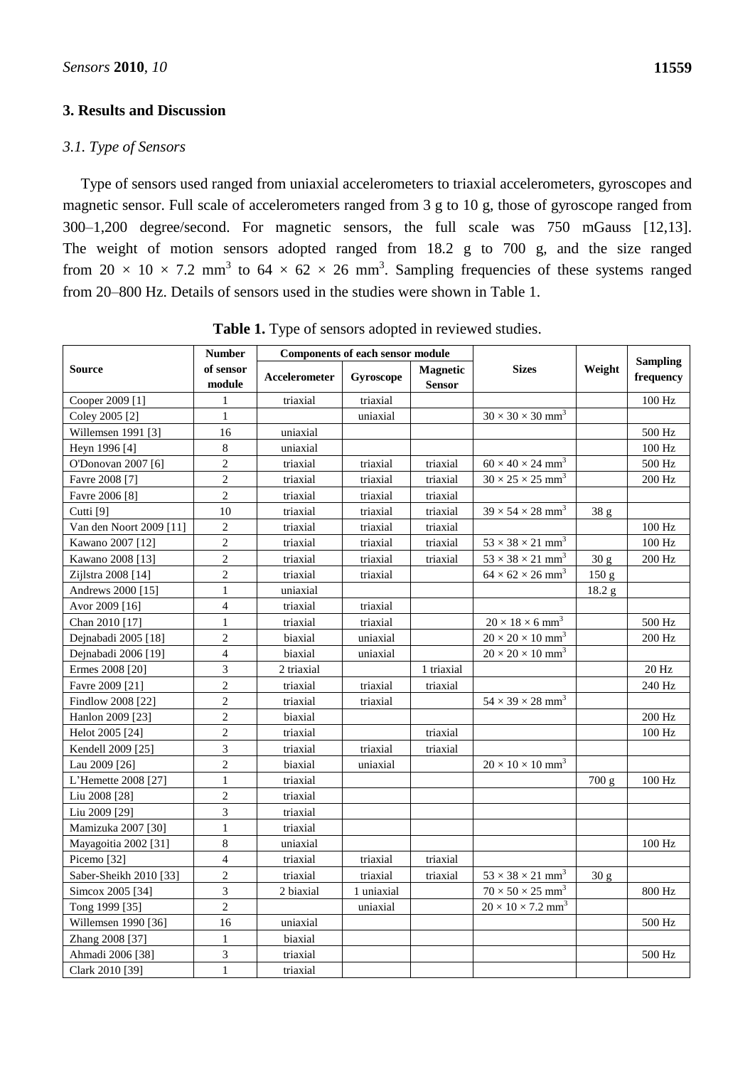## 3. Results and Discussion

### *3.1. Type of Sensors*

Type of sensors used ranged from uniaxial accelerometers to triaxial accelerometers, gyroscopes and magnetic sensor. Full scale of accelerometers ranged from 3 g to 10 g, those of gyroscope ranged from 300–1,200 degree/second. For magnetic sensors, the full scale was 750 mGauss [12,13]. The weight of motion sensors adopted ranged from 18.2 g to 700 g, and the size ranged from $20 \times 10 \times 7.2$ mm$^3$ to $64 \times 62 \times 26$ mm$^3$. Sampling frequencies of these systems ranged from 20–800 Hz. Details of sensors used in the studies were shown in Table 1.

**Table 1.** Type of sensors adopted in reviewed studies.

| Source | Number of sensor module | Components of each sensor module | | | Sizes | Weight | Sampling frequency |
|---|---|---|---|---|---|---|---|
| | | Accelerometer | Gyroscope | Magnetic Sensor | | | |
| Cooper 2009 [1] | 1 | triaxial | triaxial | | | | 100 Hz |
| Coley 2005 [2] | 1 | | uniaxial | | $30 \times 30 \times 30$ mm$^3$ | | |
| Willemsen 1991 [3] | 16 | uniaxial | | | | | 500 Hz |
| Heyn 1996 [4] | 8 | uniaxial | | | | | 100 Hz |
| O'Donovan 2007 [6] | 2 | triaxial | triaxial | triaxial | $60 \times 40 \times 24$ mm$^3$ | | 500 Hz |
| Favre 2008 [7] | 2 | triaxial | triaxial | triaxial | $30 \times 25 \times 25$ mm$^3$ | | 200 Hz |
| Favre 2006 [8] | 2 | triaxial | triaxial | triaxial | | | |
| Cutti [9] | 10 | triaxial | triaxial | triaxial | $39 \times 54 \times 28$ mm$^3$ | 38 g | |
| Van den Noort 2009 [11] | 2 | triaxial | triaxial | triaxial | | | 100 Hz |
| Kawano 2007 [12] | 2 | triaxial | triaxial | triaxial | $53 \times 38 \times 21$ mm$^3$ | | 100 Hz |
| Kawano 2008 [13] | 2 | triaxial | triaxial | triaxial | $53 \times 38 \times 21$ mm$^3$ | 30 g | 200 Hz |
| Zijlstra 2008 [14] | 2 | triaxial | triaxial | | $64 \times 62 \times 26$ mm$^3$ | 150 g | |
| Andrews 2000 [15] | 1 | uniaxial | | | | 18.2 g | |
| Avor 2009 [16] | 4 | triaxial | triaxial | | | | |
| Chan 2010 [17] | 1 | triaxial | triaxial | | $20 \times 18 \times 6$ mm$^3$ | | 500 Hz |
| Dejnabadi 2005 [18] | 2 | biaxial | uniaxial | | $20 \times 20 \times 10$ mm$^3$ | | 200 Hz |
| Dejnabadi 2006 [19] | 4 | biaxial | uniaxial | | $20 \times 20 \times 10$ mm$^3$ | | |
| Ermes 2008 [20] | 3 | 2 triaxial | | 1 triaxial | | | 20 Hz |
| Favre 2009 [21] | 2 | triaxial | triaxial | triaxial | | | 240 Hz |
| Findlow 2008 [22] | 2 | triaxial | triaxial | | $54 \times 39 \times 28$ mm$^3$ | | |
| Hanlon 2009 [23] | 2 | biaxial | | | | | 200 Hz |
| Helot 2005 [24] | 2 | triaxial | | triaxial | | | 100 Hz |
| Kendell 2009 [25] | 3 | triaxial | triaxial | triaxial | | | |
| Lau 2009 [26] | 2 | biaxial | uniaxial | | $20 \times 10 \times 10$ mm$^3$ | | |
| L'Hemette 2008 [27] | 1 | triaxial | | | | 700 g | 100 Hz |
| Liu 2008 [28] | 2 | triaxial | | | | | |
| Liu 2009 [29] | 3 | triaxial | | | | | |
| Mamizuka 2007 [30] | 1 | triaxial | | | | | |
| Mayagoitia 2002 [31] | 8 | uniaxial | | | | | 100 Hz |
| Picemo [32] | 4 | triaxial | triaxial | triaxial | | | |
| Saber-Sheikh 2010 [33] | 2 | triaxial | triaxial | triaxial | $53 \times 38 \times 21$ mm$^3$ | 30 g | |
| Simcox 2005 [34] | 3 | 2 biaxial | 1 uniaxial | | $70 \times 50 \times 25$ mm$^3$ | | 800 Hz |
| Tong 1999 [35] | 2 | | uniaxial | | $20 \times 10 \times 7.2$ mm$^3$ | | |
| Willemsen 1990 [36] | 16 | uniaxial | | | | | 500 Hz |
| Zhang 2008 [37] | 1 | biaxial | | | | | |
| Ahmadi 2006 [38] | 3 | triaxial | | | | | 500 Hz |
| Clark 2010 [39] | 1 | triaxial | | | | | |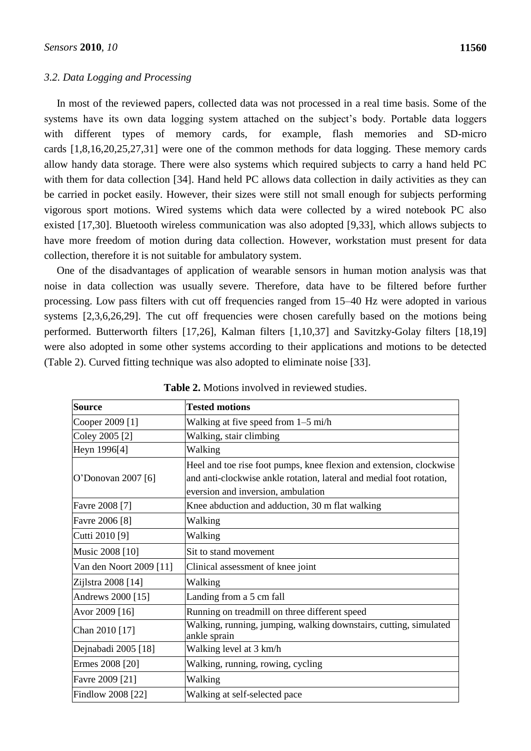### 3.2. Data Logging and Processing

In most of the reviewed papers, collected data was not processed in a real time basis. Some of the systems have its own data logging system attached on the subject's body. Portable data loggers with different types of memory cards, for example, flash memories and SD-micro cards [1,8,16,20,25,27,31] were one of the common methods for data logging. These memory cards allow handy data storage. There were also systems which required subjects to carry a hand held PC with them for data collection [34]. Hand held PC allows data collection in daily activities as they can be carried in pocket easily. However, their sizes were still not small enough for subjects performing vigorous sport motions. Wired systems which data were collected by a wired notebook PC also existed [17,30]. Bluetooth wireless communication was also adopted [9,33], which allows subjects to have more freedom of motion during data collection. However, workstation must present for data collection, therefore it is not suitable for ambulatory system.

One of the disadvantages of application of wearable sensors in human motion analysis was that noise in data collection was usually severe. Therefore, data have to be filtered before further processing. Low pass filters with cut off frequencies ranged from 15–40 Hz were adopted in various systems [2,3,6,26,29]. The cut off frequencies were chosen carefully based on the motions being performed. Butterworth filters [17,26], Kalman filters [1,10,37] and Savitzky-Golay filters [18,19] were also adopted in some other systems according to their applications and motions to be detected (Table 2). Curved fitting technique was also adopted to eliminate noise [33].

**Table 2.** Motions involved in reviewed studies.

| Source | Tested motions |
|---|---|
| Cooper 2009 [1] | Walking at five speed from 1–5 mi/h |
| Coley 2005 [2] | Walking, stair climbing |
| Heyn 1996[4] | Walking |
| O'Donovan 2007 [6] | Heel and toe rise foot pumps, knee flexion and extension, clockwise and anti-clockwise ankle rotation, lateral and medial foot rotation, eversion and inversion, ambulation |
| Favre 2008 [7] | Knee abduction and adduction, 30 m flat walking |
| Favre 2006 [8] | Walking |
| Cutti 2010 [9] | Walking |
| Music 2008 [10] | Sit to stand movement |
| Van den Noort 2009 [11] | Clinical assessment of knee joint |
| Zijlstra 2008 [14] | Walking |
| Andrews 2000 [15] | Landing from a 5 cm fall |
| Avor 2009 [16] | Running on treadmill on three different speed |
| Chan 2010 [17] | Walking, running, jumping, walking downstairs, cutting, simulated ankle sprain |
| Dejnabadi 2005 [18] | Walking level at 3 km/h |
| Ermes 2008 [20] | Walking, running, rowing, cycling |
| Favre 2009 [21] | Walking |
| Findlow 2008 [22] | Walking at self-selected pace |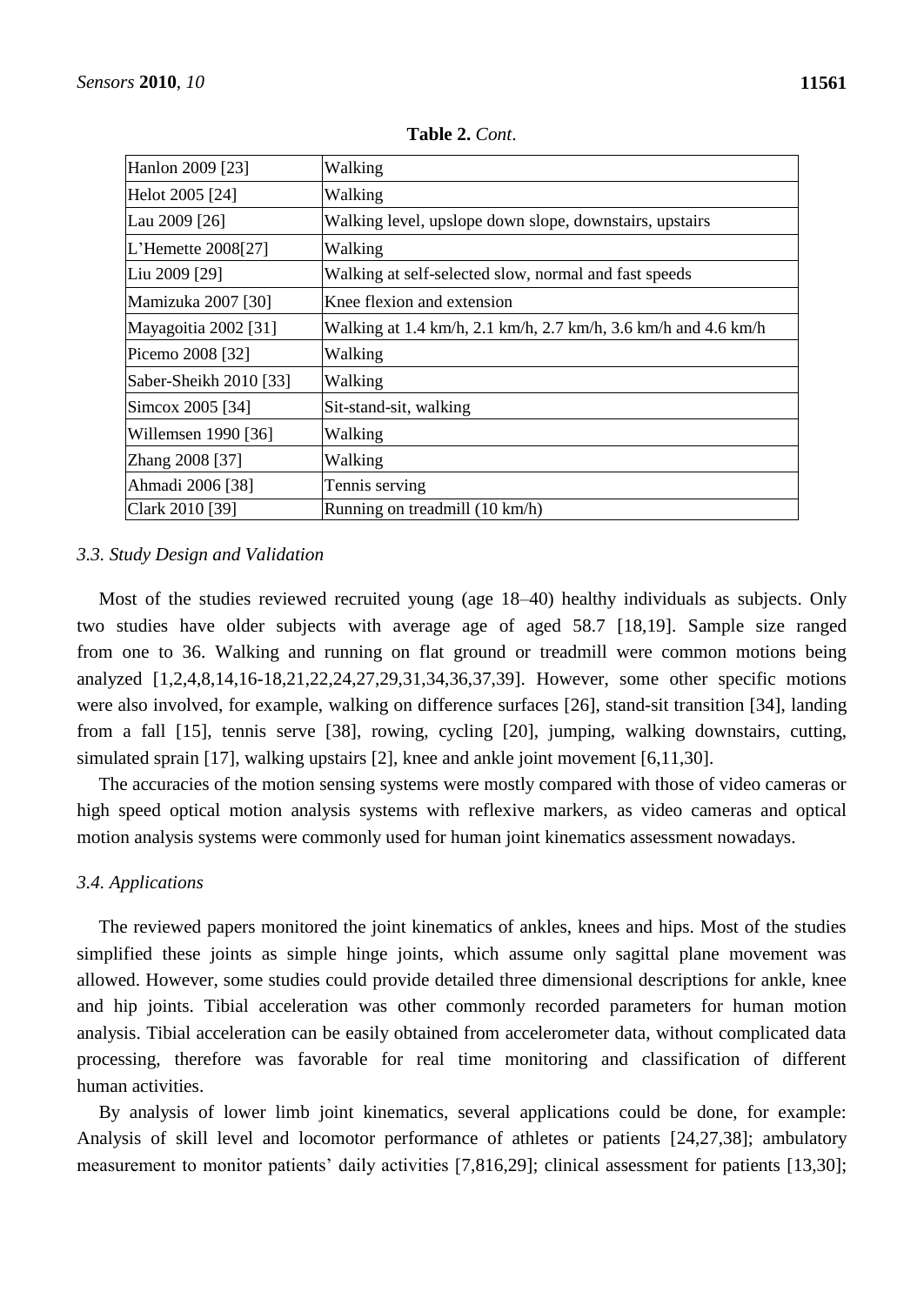**Table 2.** *Cont*.

| | |
|---|---|
| Hanlon 2009 [23] | Walking |
| Helot 2005 [24] | Walking |
| Lau 2009 [26] | Walking level, upslope down slope, downstairs, upstairs |
| L'Hemette 2008[27] | Walking |
| Liu 2009 [29] | Walking at self-selected slow, normal and fast speeds |
| Mamizuka 2007 [30] | Knee flexion and extension |
| Mayagoitia 2002 [31] | Walking at 1.4 km/h, 2.1 km/h, 2.7 km/h, 3.6 km/h and 4.6 km/h |
| Picemo 2008 [32] | Walking |
| Saber-Sheikh 2010 [33] | Walking |
| Simcox 2005 [34] | Sit-stand-sit, walking |
| Willemsen 1990 [36] | Walking |
| Zhang 2008 [37] | Walking |
| Ahmadi 2006 [38] | Tennis serving |
| Clark 2010 [39] | Running on treadmill (10 km/h) |

### *3.3. Study Design and Validation*

Most of the studies reviewed recruited young (age 18–40) healthy individuals as subjects. Only two studies have older subjects with average age of aged 58.7 [18,19]. Sample size ranged from one to 36. Walking and running on flat ground or treadmill were common motions being analyzed [1,2,4,8,14,16-18,21,22,24,27,29,31,34,36,37,39]. However, some other specific motions were also involved, for example, walking on difference surfaces [26], stand-sit transition [34], landing from a fall [15], tennis serve [38], rowing, cycling [20], jumping, walking downstairs, cutting, simulated sprain [17], walking upstairs [2], knee and ankle joint movement [6,11,30].

The accuracies of the motion sensing systems were mostly compared with those of video cameras or high speed optical motion analysis systems with reflexive markers, as video cameras and optical motion analysis systems were commonly used for human joint kinematics assessment nowadays.

### *3.4. Applications*

The reviewed papers monitored the joint kinematics of ankles, knees and hips. Most of the studies simplified these joints as simple hinge joints, which assume only sagittal plane movement was allowed. However, some studies could provide detailed three dimensional descriptions for ankle, knee and hip joints. Tibial acceleration was other commonly recorded parameters for human motion analysis. Tibial acceleration can be easily obtained from accelerometer data, without complicated data processing, therefore was favorable for real time monitoring and classification of different human activities.

By analysis of lower limb joint kinematics, several applications could be done, for example: Analysis of skill level and locomotor performance of athletes or patients [24,27,38]; ambulatory measurement to monitor patients' daily activities [7,816,29]; clinical assessment for patients [13,30];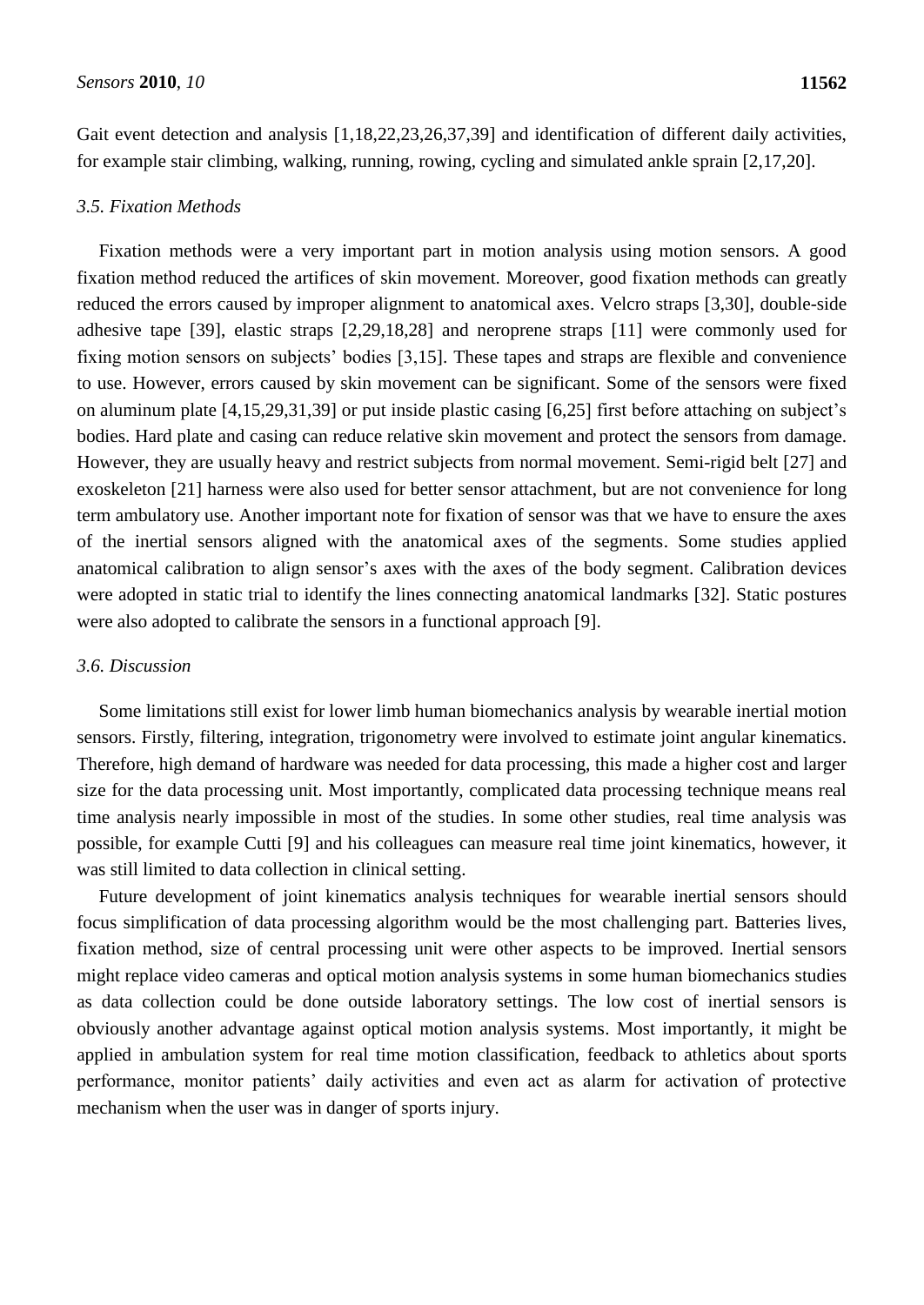Gait event detection and analysis [1,18,22,23,26,37,39] and identification of different daily activities, for example stair climbing, walking, running, rowing, cycling and simulated ankle sprain [2,17,20].

### *3.5. Fixation Methods*

Fixation methods were a very important part in motion analysis using motion sensors. A good fixation method reduced the artifices of skin movement. Moreover, good fixation methods can greatly reduced the errors caused by improper alignment to anatomical axes. Velcro straps [3,30], double-side adhesive tape [39], elastic straps [2,29,18,28] and neroprene straps [11] were commonly used for fixing motion sensors on subjects' bodies [3,15]. These tapes and straps are flexible and convenience to use. However, errors caused by skin movement can be significant. Some of the sensors were fixed on aluminum plate [4,15,29,31,39] or put inside plastic casing [6,25] first before attaching on subject's bodies. Hard plate and casing can reduce relative skin movement and protect the sensors from damage. However, they are usually heavy and restrict subjects from normal movement. Semi-rigid belt [27] and exoskeleton [21] harness were also used for better sensor attachment, but are not convenience for long term ambulatory use. Another important note for fixation of sensor was that we have to ensure the axes of the inertial sensors aligned with the anatomical axes of the segments. Some studies applied anatomical calibration to align sensor's axes with the axes of the body segment. Calibration devices were adopted in static trial to identify the lines connecting anatomical landmarks [32]. Static postures were also adopted to calibrate the sensors in a functional approach [9].

### *3.6. Discussion*

Some limitations still exist for lower limb human biomechanics analysis by wearable inertial motion sensors. Firstly, filtering, integration, trigonometry were involved to estimate joint angular kinematics. Therefore, high demand of hardware was needed for data processing, this made a higher cost and larger size for the data processing unit. Most importantly, complicated data processing technique means real time analysis nearly impossible in most of the studies. In some other studies, real time analysis was possible, for example Cutti [9] and his colleagues can measure real time joint kinematics, however, it was still limited to data collection in clinical setting.

Future development of joint kinematics analysis techniques for wearable inertial sensors should focus simplification of data processing algorithm would be the most challenging part. Batteries lives, fixation method, size of central processing unit were other aspects to be improved. Inertial sensors might replace video cameras and optical motion analysis systems in some human biomechanics studies as data collection could be done outside laboratory settings. The low cost of inertial sensors is obviously another advantage against optical motion analysis systems. Most importantly, it might be applied in ambulation system for real time motion classification, feedback to athletics about sports performance, monitor patients' daily activities and even act as alarm for activation of protective mechanism when the user was in danger of sports injury.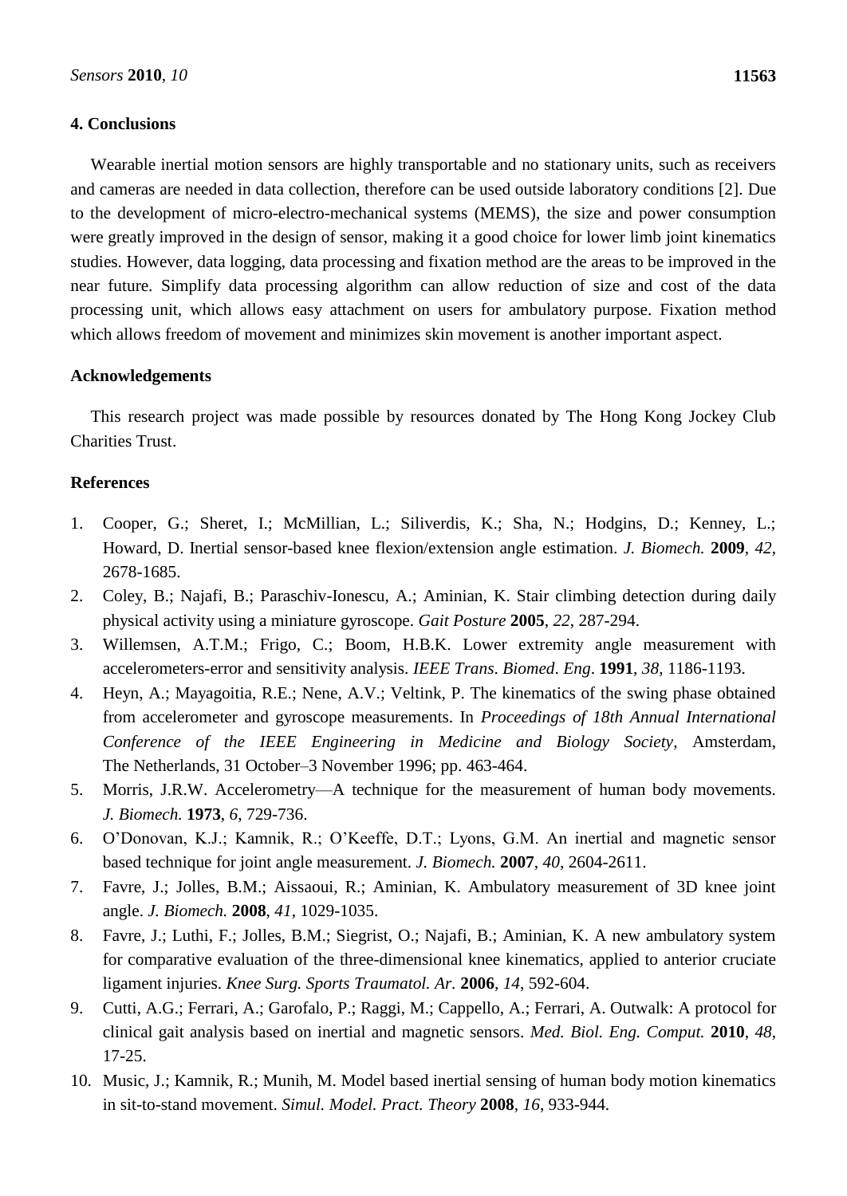## 4. Conclusions

Wearable inertial motion sensors are highly transportable and no stationary units, such as receivers and cameras are needed in data collection, therefore can be used outside laboratory conditions [2]. Due to the development of micro-electro-mechanical systems (MEMS), the size and power consumption were greatly improved in the design of sensor, making it a good choice for lower limb joint kinematics studies. However, data logging, data processing and fixation method are the areas to be improved in the near future. Simplify data processing algorithm can allow reduction of size and cost of the data processing unit, which allows easy attachment on users for ambulatory purpose. Fixation method which allows freedom of movement and minimizes skin movement is another important aspect.

## Acknowledgements

This research project was made possible by resources donated by The Hong Kong Jockey Club Charities Trust.

## References

1. Cooper, G.; Sheret, I.; McMillian, L.; Siliverdis, K.; Sha, N.; Hodgins, D.; Kenney, L.; Howard, D. Inertial sensor-based knee flexion/extension angle estimation. *J. Biomech.* **2009**, *42*, 2678-1685.
2. Coley, B.; Najafi, B.; Paraschiv-Ionescu, A.; Aminian, K. Stair climbing detection during daily physical activity using a miniature gyroscope. *Gait Posture* **2005**, *22*, 287-294.
3. Willemsen, A.T.M.; Frigo, C.; Boom, H.B.K. Lower extremity angle measurement with accelerometers-error and sensitivity analysis. *IEEE Trans. Biomed. Eng.* **1991**, *38*, 1186-1193.
4. Heyn, A.; Mayagoitia, R.E.; Nene, A.V.; Veltink, P. The kinematics of the swing phase obtained from accelerometer and gyroscope measurements. In *Proceedings of 18th Annual International Conference of the IEEE Engineering in Medicine and Biology Society*, Amsterdam, The Netherlands, 31 October–3 November 1996; pp. 463-464.
5. Morris, J.R.W. Accelerometry—A technique for the measurement of human body movements. *J. Biomech.* **1973**, *6*, 729-736.
6. O'Donovan, K.J.; Kamnik, R.; O'Keeffe, D.T.; Lyons, G.M. An inertial and magnetic sensor based technique for joint angle measurement. *J. Biomech.* **2007**, *40*, 2604-2611.
7. Favre, J.; Jolles, B.M.; Aissaoui, R.; Aminian, K. Ambulatory measurement of 3D knee joint angle. *J. Biomech.* **2008**, *41*, 1029-1035.
8. Favre, J.; Luthi, F.; Jolles, B.M.; Siegrist, O.; Najafi, B.; Aminian, K. A new ambulatory system for comparative evaluation of the three-dimensional knee kinematics, applied to anterior cruciate ligament injuries. *Knee Surg. Sports Traumatol. Ar.* **2006**, *14*, 592-604.
9. Cutti, A.G.; Ferrari, A.; Garofalo, P.; Raggi, M.; Cappello, A.; Ferrari, A. Outwalk: A protocol for clinical gait analysis based on inertial and magnetic sensors. *Med. Biol. Eng. Comput.* **2010**, *48*, 17-25.
10. Music, J.; Kamnik, R.; Munih, M. Model based inertial sensing of human body motion kinematics in sit-to-stand movement. *Simul. Model. Pract. Theory* **2008**, *16*, 933-944.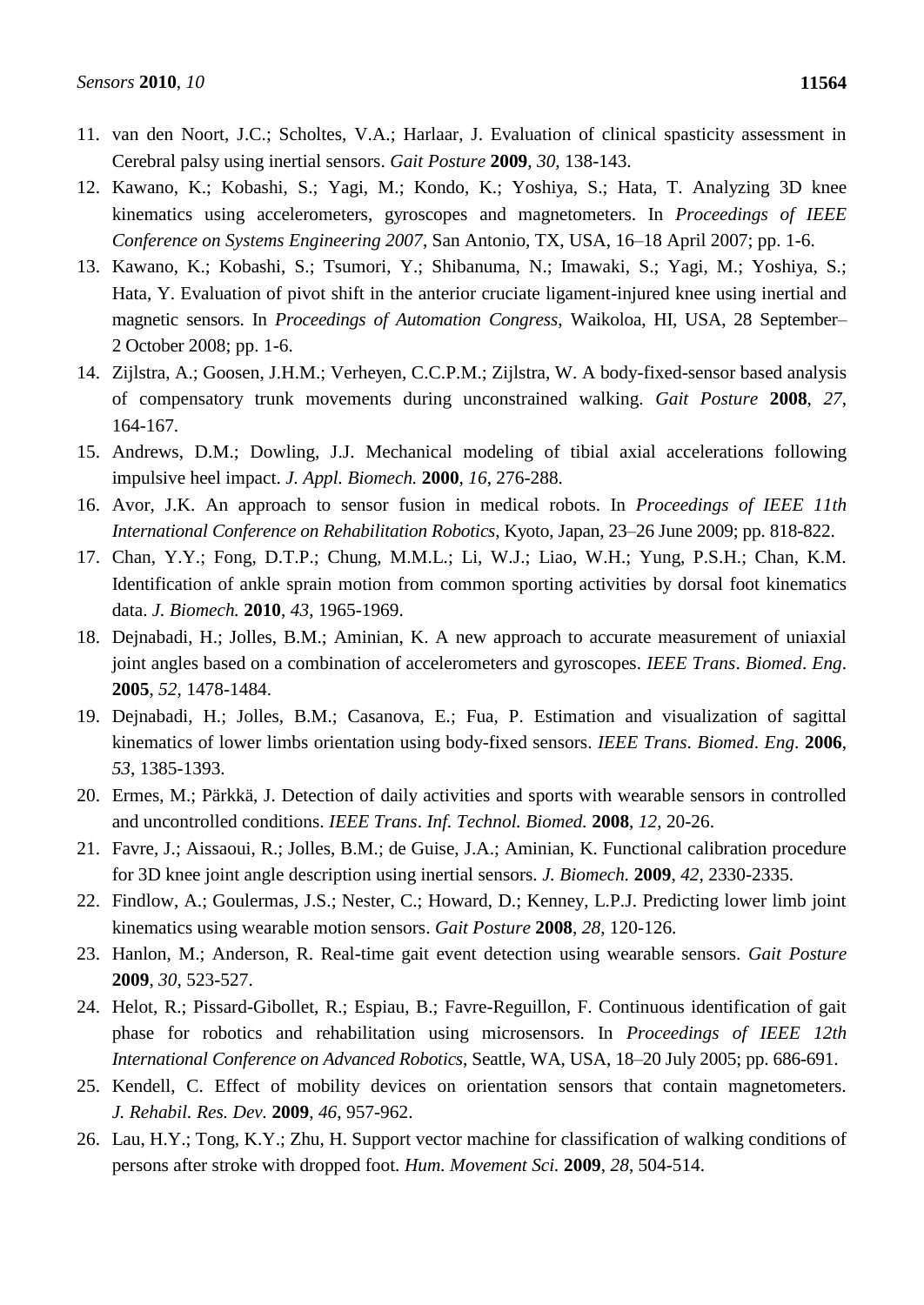11. van den Noort, J.C.; Scholtes, V.A.; Harlaar, J. Evaluation of clinical spasticity assessment in Cerebral palsy using inertial sensors. *Gait Posture* **2009**, *30*, 138-143.
12. Kawano, K.; Kobashi, S.; Yagi, M.; Kondo, K.; Yoshiya, S.; Hata, T. Analyzing 3D knee kinematics using accelerometers, gyroscopes and magnetometers. In *Proceedings of IEEE Conference on Systems Engineering 2007*, San Antonio, TX, USA, 16–18 April 2007; pp. 1-6.
13. Kawano, K.; Kobashi, S.; Tsumori, Y.; Shibanuma, N.; Imawaki, S.; Yagi, M.; Yoshiya, S.; Hata, Y. Evaluation of pivot shift in the anterior cruciate ligament-injured knee using inertial and magnetic sensors. In *Proceedings of Automation Congress*, Waikoloa, HI, USA, 28 September–2 October 2008; pp. 1-6.
14. Zijlstra, A.; Goosen, J.H.M.; Verheyen, C.C.P.M.; Zijlstra, W. A body-fixed-sensor based analysis of compensatory trunk movements during unconstrained walking. *Gait Posture* **2008**, *27*, 164-167.
15. Andrews, D.M.; Dowling, J.J. Mechanical modeling of tibial axial accelerations following impulsive heel impact. *J. Appl. Biomech.* **2000**, *16*, 276-288.
16. Avor, J.K. An approach to sensor fusion in medical robots. In *Proceedings of IEEE 11th International Conference on Rehabilitation Robotics*, Kyoto, Japan, 23–26 June 2009; pp. 818-822.
17. Chan, Y.Y.; Fong, D.T.P.; Chung, M.M.L.; Li, W.J.; Liao, W.H.; Yung, P.S.H.; Chan, K.M. Identification of ankle sprain motion from common sporting activities by dorsal foot kinematics data. *J. Biomech.* **2010**, *43*, 1965-1969.
18. Dejnabadi, H.; Jolles, B.M.; Aminian, K. A new approach to accurate measurement of uniaxial joint angles based on a combination of accelerometers and gyroscopes. *IEEE Trans. Biomed. Eng.* **2005**, *52*, 1478-1484.
19. Dejnabadi, H.; Jolles, B.M.; Casanova, E.; Fua, P. Estimation and visualization of sagittal kinematics of lower limbs orientation using body-fixed sensors. *IEEE Trans. Biomed. Eng.* **2006**, *53*, 1385-1393.
20. Ermes, M.; Pärkkä, J. Detection of daily activities and sports with wearable sensors in controlled and uncontrolled conditions. *IEEE Trans. Inf. Technol. Biomed.* **2008**, *12*, 20-26.
21. Favre, J.; Aissaoui, R.; Jolles, B.M.; de Guise, J.A.; Aminian, K. Functional calibration procedure for 3D knee joint angle description using inertial sensors. *J. Biomech.* **2009**, *42*, 2330-2335.
22. Findlow, A.; Goulermas, J.S.; Nester, C.; Howard, D.; Kenney, L.P.J. Predicting lower limb joint kinematics using wearable motion sensors. *Gait Posture* **2008**, *28*, 120-126.
23. Hanlon, M.; Anderson, R. Real-time gait event detection using wearable sensors. *Gait Posture* **2009**, *30*, 523-527.
24. Helot, R.; Pissard-Gibollet, R.; Espiau, B.; Favre-Reguillon, F. Continuous identification of gait phase for robotics and rehabilitation using microsensors. In *Proceedings of IEEE 12th International Conference on Advanced Robotics*, Seattle, WA, USA, 18–20 July 2005; pp. 686-691.
25. Kendell, C. Effect of mobility devices on orientation sensors that contain magnetometers. *J. Rehabil. Res. Dev.* **2009**, *46*, 957-962.
26. Lau, H.Y.; Tong, K.Y.; Zhu, H. Support vector machine for classification of walking conditions of persons after stroke with dropped foot. *Hum. Movement Sci.* **2009**, *28*, 504-514.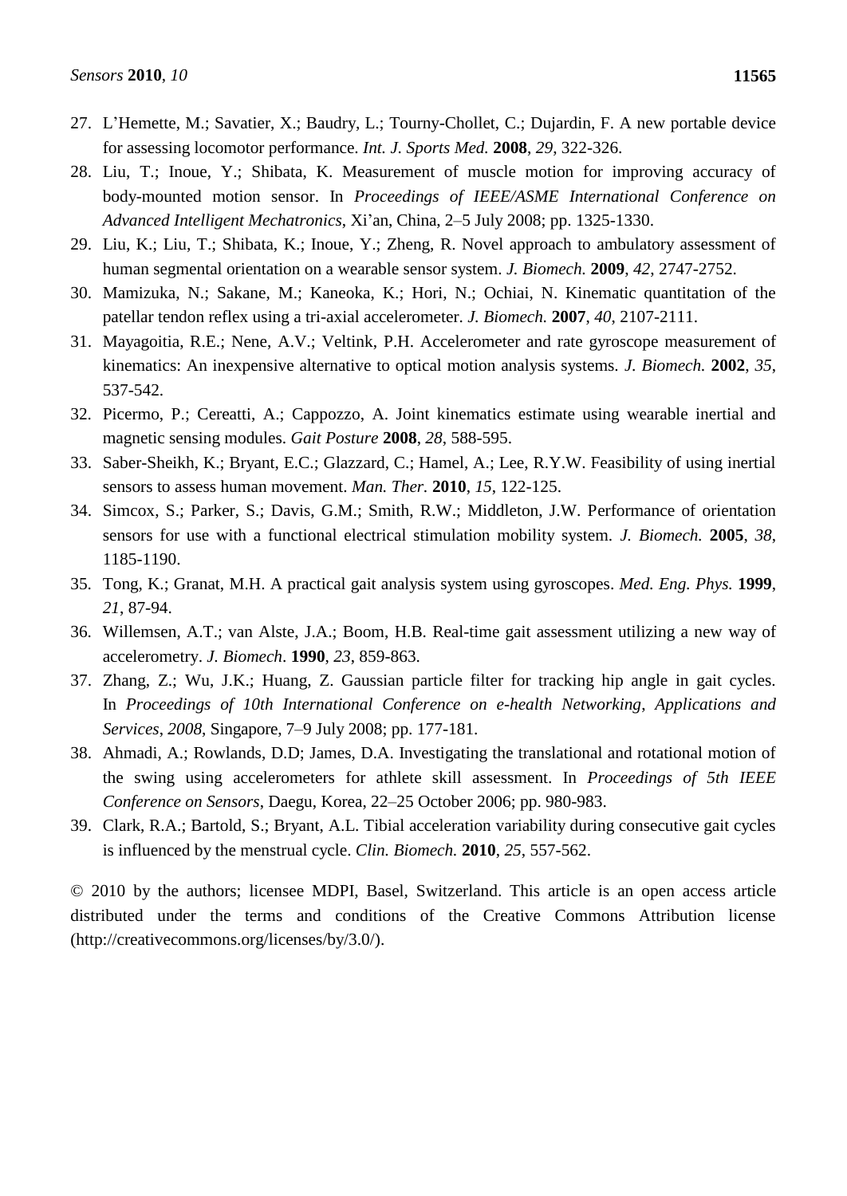27. L'Hemette, M.; Savatier, X.; Baudry, L.; Tourny-Chollet, C.; Dujardin, F. A new portable device for assessing locomotor performance. *Int. J. Sports Med.* **2008**, *29*, 322-326.
28. Liu, T.; Inoue, Y.; Shibata, K. Measurement of muscle motion for improving accuracy of body-mounted motion sensor. In *Proceedings of IEEE/ASME International Conference on Advanced Intelligent Mechatronics*, Xi'an, China, 2–5 July 2008; pp. 1325-1330.
29. Liu, K.; Liu, T.; Shibata, K.; Inoue, Y.; Zheng, R. Novel approach to ambulatory assessment of human segmental orientation on a wearable sensor system. *J. Biomech.* **2009**, *42*, 2747-2752.
30. Mamizuka, N.; Sakane, M.; Kaneoka, K.; Hori, N.; Ochiai, N. Kinematic quantitation of the patellar tendon reflex using a tri-axial accelerometer. *J. Biomech.* **2007**, *40*, 2107-2111.
31. Mayagoitia, R.E.; Nene, A.V.; Veltink, P.H. Accelerometer and rate gyroscope measurement of kinematics: An inexpensive alternative to optical motion analysis systems. *J. Biomech.* **2002**, *35*, 537-542.
32. Picermo, P.; Cereatti, A.; Cappozzo, A. Joint kinematics estimate using wearable inertial and magnetic sensing modules. *Gait Posture* **2008**, *28*, 588-595.
33. Saber-Sheikh, K.; Bryant, E.C.; Glazzard, C.; Hamel, A.; Lee, R.Y.W. Feasibility of using inertial sensors to assess human movement. *Man. Ther.* **2010**, *15*, 122-125.
34. Simcox, S.; Parker, S.; Davis, G.M.; Smith, R.W.; Middleton, J.W. Performance of orientation sensors for use with a functional electrical stimulation mobility system. *J. Biomech.* **2005**, *38*, 1185-1190.
35. Tong, K.; Granat, M.H. A practical gait analysis system using gyroscopes. *Med. Eng. Phys.* **1999**, *21*, 87-94.
36. Willemsen, A.T.; van Alste, J.A.; Boom, H.B. Real-time gait assessment utilizing a new way of accelerometry. *J. Biomech*. **1990**, *23*, 859-863.
37. Zhang, Z.; Wu, J.K.; Huang, Z. Gaussian particle filter for tracking hip angle in gait cycles. In *Proceedings of 10th International Conference on e-health Networking, Applications and Services*, *2008*, Singapore, 7–9 July 2008; pp. 177-181.
38. Ahmadi, A.; Rowlands, D.D; James, D.A. Investigating the translational and rotational motion of the swing using accelerometers for athlete skill assessment. In *Proceedings of 5th IEEE Conference on Sensors*, Daegu, Korea, 22–25 October 2006; pp. 980-983.
39. Clark, R.A.; Bartold, S.; Bryant, A.L. Tibial acceleration variability during consecutive gait cycles is influenced by the menstrual cycle. *Clin. Biomech.* **2010**, *25*, 557-562.

© 2010 by the authors; licensee MDPI, Basel, Switzerland. This article is an open access article distributed under the terms and conditions of the Creative Commons Attribution license (http://creativecommons.org/licenses/by/3.0/).